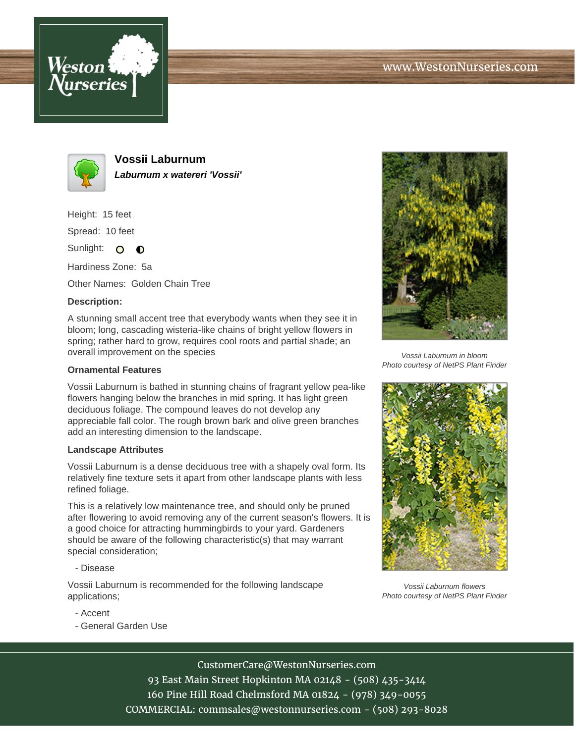# Vossii Laburnum

***Laburnum x watereri 'Vossii'***

Height: 15 feet

Spread: 10 feet

Sunlight:

Hardiness Zone: 5a

Other Names: Golden Chain Tree

**Description:**

A stunning small accent tree that everybody wants when they see it in bloom; long, cascading wisteria-like chains of bright yellow flowers in spring; rather hard to grow, requires cool roots and partial shade; an overall improvement on the species

### Ornamental Features

Vossii Laburnum is bathed in stunning chains of fragrant yellow pea-like flowers hanging below the branches in mid spring. It has light green deciduous foliage. The compound leaves do not develop any appreciable fall color. The rough brown bark and olive green branches add an interesting dimension to the landscape.

### Landscape Attributes

Vossii Laburnum is a dense deciduous tree with a shapely oval form. Its relatively fine texture sets it apart from other landscape plants with less refined foliage.

This is a relatively low maintenance tree, and should only be pruned after flowering to avoid removing any of the current season's flowers. It is a good choice for attracting hummingbirds to your yard. Gardeners should be aware of the following characteristic(s) that may warrant special consideration;

- Disease

Vossii Laburnum is recommended for the following landscape applications;

- Accent
- General Garden Use

*Vossii Laburnum in bloom*
*Photo courtesy of NetPS Plant Finder*

*Vossii Laburnum flowers*
*Photo courtesy of NetPS Plant Finder*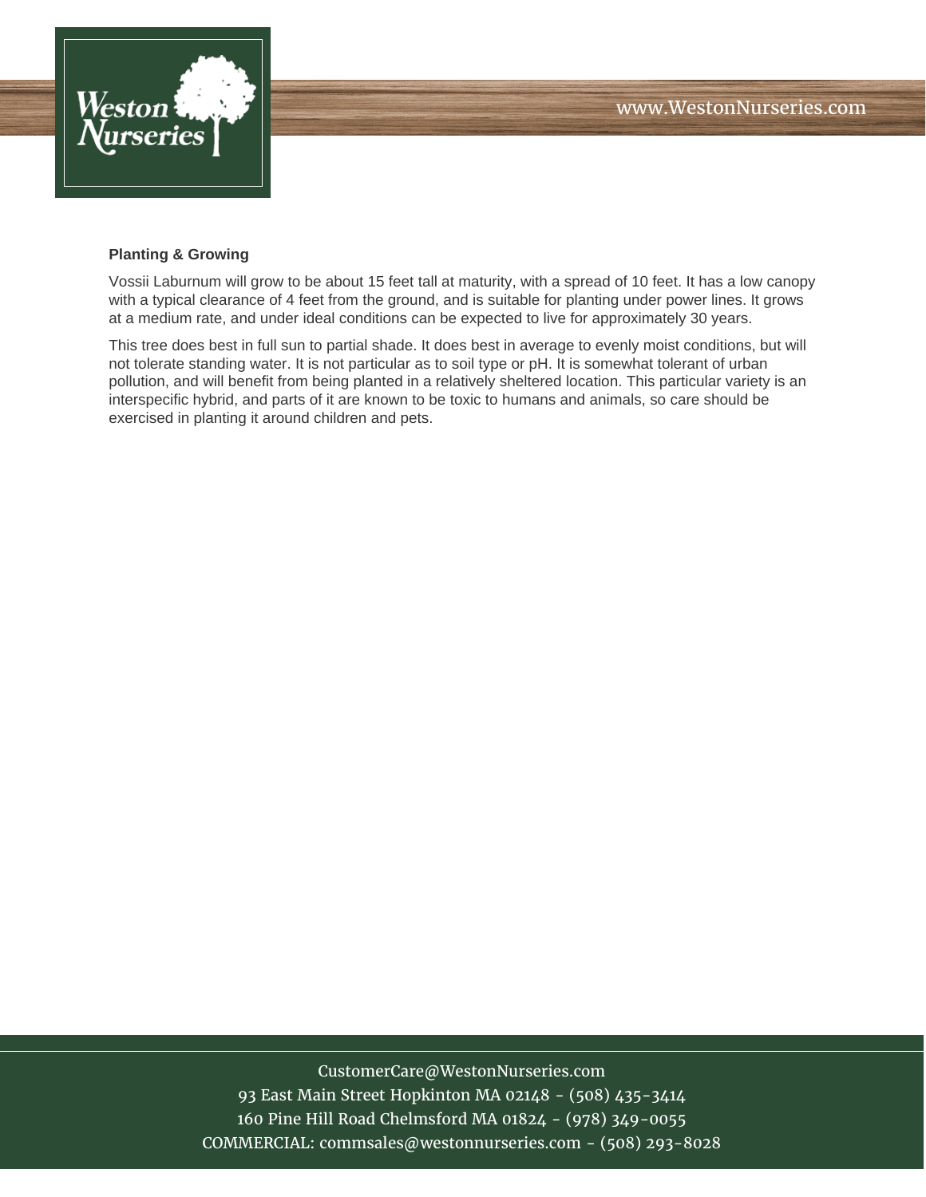### Planting & Growing

Vossii Laburnum will grow to be about 15 feet tall at maturity, with a spread of 10 feet. It has a low canopy with a typical clearance of 4 feet from the ground, and is suitable for planting under power lines. It grows at a medium rate, and under ideal conditions can be expected to live for approximately 30 years.

This tree does best in full sun to partial shade. It does best in average to evenly moist conditions, but will not tolerate standing water. It is not particular as to soil type or pH. It is somewhat tolerant of urban pollution, and will benefit from being planted in a relatively sheltered location. This particular variety is an interspecific hybrid, and parts of it are known to be toxic to humans and animals, so care should be exercised in planting it around children and pets.